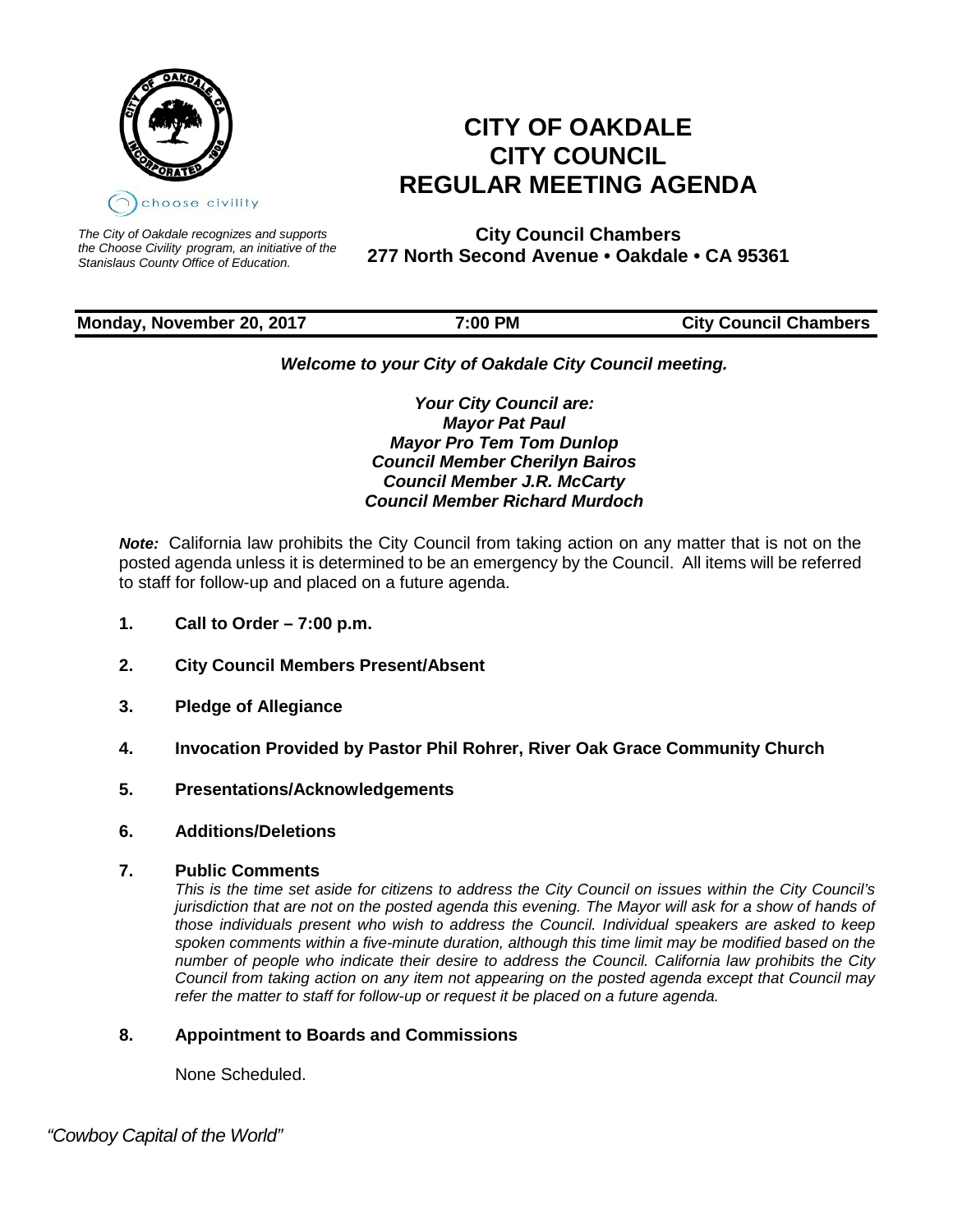# CITY OF OAKDALE CITY COUNCIL REGULAR MEETING AGENDA

choose civility

*The City of Oakdale recognizes and supports the Choose Civility program, an initiative of the Stanislaus County Office of Education.*

**City Council Chambers**
**277 North Second Avenue • Oakdale • CA 95361**

**Monday, November 20, 2017 | 7:00 PM | City Council Chambers**

***Welcome to your City of Oakdale City Council meeting.***

***Your City Council are:***
***Mayor Pat Paul***
***Mayor Pro Tem Tom Dunlop***
***Council Member Cherilyn Bairos***
***Council Member J.R. McCarty***
***Council Member Richard Murdoch***

***Note:*** California law prohibits the City Council from taking action on any matter that is not on the posted agenda unless it is determined to be an emergency by the Council. All items will be referred to staff for follow-up and placed on a future agenda.

**1. Call to Order – 7:00 p.m.**

**2. City Council Members Present/Absent**

**3. Pledge of Allegiance**

**4. Invocation Provided by Pastor Phil Rohrer, River Oak Grace Community Church**

**5. Presentations/Acknowledgements**

**6. Additions/Deletions**

**7. Public Comments**

*This is the time set aside for citizens to address the City Council on issues within the City Council's jurisdiction that are not on the posted agenda this evening. The Mayor will ask for a show of hands of those individuals present who wish to address the Council. Individual speakers are asked to keep spoken comments within a five-minute duration, although this time limit may be modified based on the number of people who indicate their desire to address the Council. California law prohibits the City Council from taking action on any item not appearing on the posted agenda except that Council may refer the matter to staff for follow-up or request it be placed on a future agenda.*

**8. Appointment to Boards and Commissions**

None Scheduled.

*"Cowboy Capital of the World"*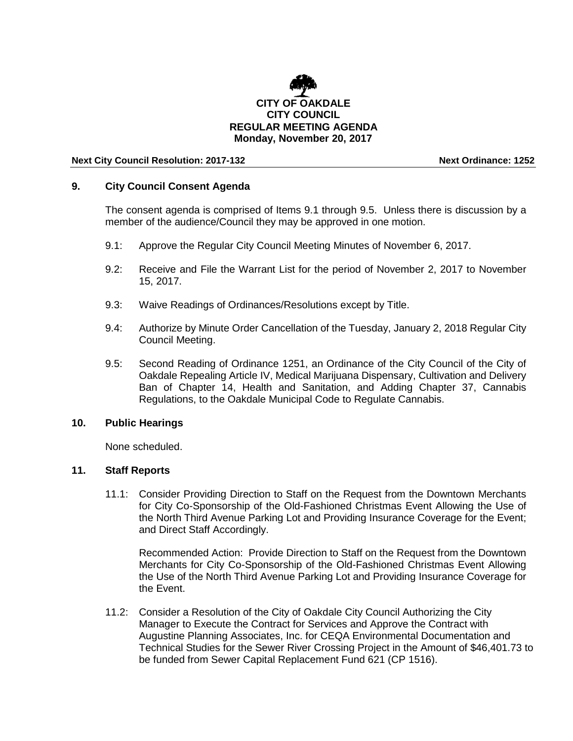**CITY OF OAKDALE**
**CITY COUNCIL**
**REGULAR MEETING AGENDA**
**Monday, November 20, 2017**

**Next City Council Resolution: 2017-132** **Next Ordinance: 1252**

## 9. City Council Consent Agenda

The consent agenda is comprised of Items 9.1 through 9.5. Unless there is discussion by a member of the audience/Council they may be approved in one motion.

9.1: Approve the Regular City Council Meeting Minutes of November 6, 2017.

9.2: Receive and File the Warrant List for the period of November 2, 2017 to November 15, 2017.

9.3: Waive Readings of Ordinances/Resolutions except by Title.

9.4: Authorize by Minute Order Cancellation of the Tuesday, January 2, 2018 Regular City Council Meeting.

9.5: Second Reading of Ordinance 1251, an Ordinance of the City Council of the City of Oakdale Repealing Article IV, Medical Marijuana Dispensary, Cultivation and Delivery Ban of Chapter 14, Health and Sanitation, and Adding Chapter 37, Cannabis Regulations, to the Oakdale Municipal Code to Regulate Cannabis.

## 10. Public Hearings

None scheduled.

## 11. Staff Reports

11.1: Consider Providing Direction to Staff on the Request from the Downtown Merchants for City Co-Sponsorship of the Old-Fashioned Christmas Event Allowing the Use of the North Third Avenue Parking Lot and Providing Insurance Coverage for the Event; and Direct Staff Accordingly.

Recommended Action: Provide Direction to Staff on the Request from the Downtown Merchants for City Co-Sponsorship of the Old-Fashioned Christmas Event Allowing the Use of the North Third Avenue Parking Lot and Providing Insurance Coverage for the Event.

11.2: Consider a Resolution of the City of Oakdale City Council Authorizing the City Manager to Execute the Contract for Services and Approve the Contract with Augustine Planning Associates, Inc. for CEQA Environmental Documentation and Technical Studies for the Sewer River Crossing Project in the Amount of $46,401.73 to be funded from Sewer Capital Replacement Fund 621 (CP 1516).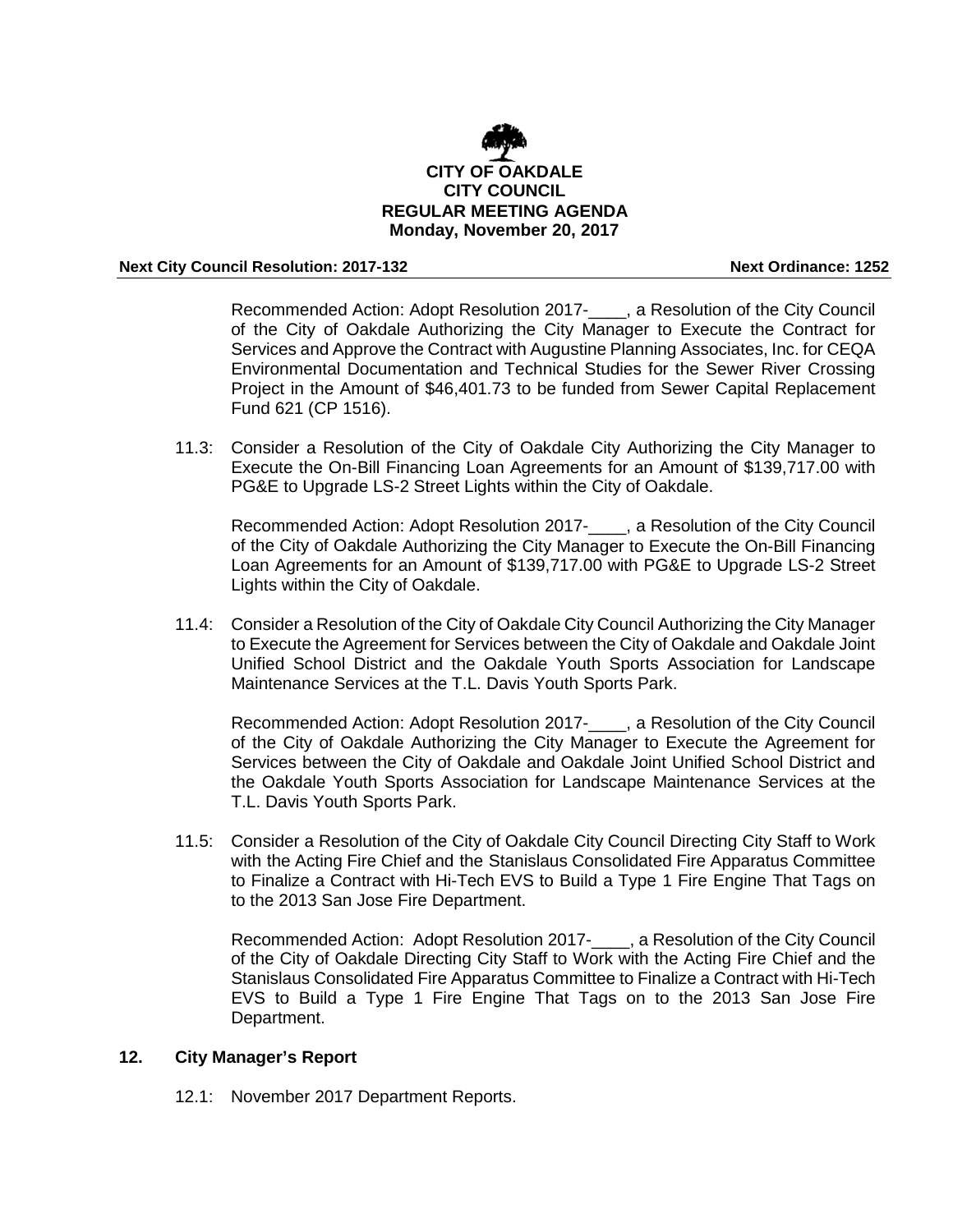**CITY OF OAKDALE**
**CITY COUNCIL**
**REGULAR MEETING AGENDA**
**Monday, November 20, 2017**

**Next City Council Resolution: 2017-132** **Next Ordinance: 1252**

Recommended Action: Adopt Resolution 2017-____, a Resolution of the City Council of the City of Oakdale Authorizing the City Manager to Execute the Contract for Services and Approve the Contract with Augustine Planning Associates, Inc. for CEQA Environmental Documentation and Technical Studies for the Sewer River Crossing Project in the Amount of $46,401.73 to be funded from Sewer Capital Replacement Fund 621 (CP 1516).

11.3: Consider a Resolution of the City of Oakdale City Authorizing the City Manager to Execute the On-Bill Financing Loan Agreements for an Amount of $139,717.00 with PG&E to Upgrade LS-2 Street Lights within the City of Oakdale.

Recommended Action: Adopt Resolution 2017-____, a Resolution of the City Council of the City of Oakdale Authorizing the City Manager to Execute the On-Bill Financing Loan Agreements for an Amount of $139,717.00 with PG&E to Upgrade LS-2 Street Lights within the City of Oakdale.

11.4: Consider a Resolution of the City of Oakdale City Council Authorizing the City Manager to Execute the Agreement for Services between the City of Oakdale and Oakdale Joint Unified School District and the Oakdale Youth Sports Association for Landscape Maintenance Services at the T.L. Davis Youth Sports Park.

Recommended Action: Adopt Resolution 2017-____, a Resolution of the City Council of the City of Oakdale Authorizing the City Manager to Execute the Agreement for Services between the City of Oakdale and Oakdale Joint Unified School District and the Oakdale Youth Sports Association for Landscape Maintenance Services at the T.L. Davis Youth Sports Park.

11.5: Consider a Resolution of the City of Oakdale City Council Directing City Staff to Work with the Acting Fire Chief and the Stanislaus Consolidated Fire Apparatus Committee to Finalize a Contract with Hi-Tech EVS to Build a Type 1 Fire Engine That Tags on to the 2013 San Jose Fire Department.

Recommended Action: Adopt Resolution 2017-____, a Resolution of the City Council of the City of Oakdale Directing City Staff to Work with the Acting Fire Chief and the Stanislaus Consolidated Fire Apparatus Committee to Finalize a Contract with Hi-Tech EVS to Build a Type 1 Fire Engine That Tags on to the 2013 San Jose Fire Department.

## 12. City Manager's Report

12.1: November 2017 Department Reports.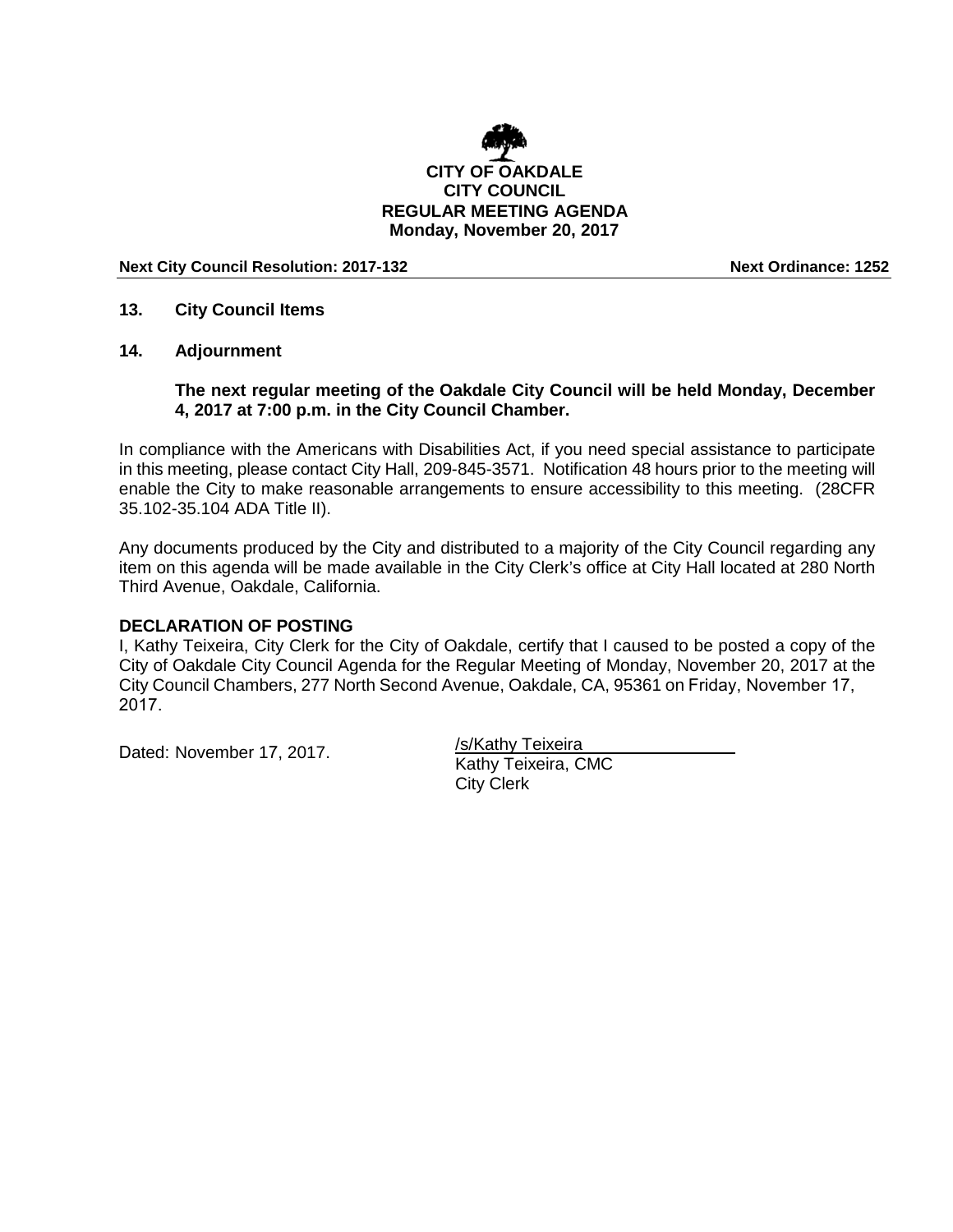**CITY OF OAKDALE**
**CITY COUNCIL**
**REGULAR MEETING AGENDA**
**Monday, November 20, 2017**

**Next City Council Resolution: 2017-132** **Next Ordinance: 1252**

**13. City Council Items**

**14. Adjournment**

**The next regular meeting of the Oakdale City Council will be held Monday, December 4, 2017 at 7:00 p.m. in the City Council Chamber.**

In compliance with the Americans with Disabilities Act, if you need special assistance to participate in this meeting, please contact City Hall, 209-845-3571. Notification 48 hours prior to the meeting will enable the City to make reasonable arrangements to ensure accessibility to this meeting. (28CFR 35.102-35.104 ADA Title II).

Any documents produced by the City and distributed to a majority of the City Council regarding any item on this agenda will be made available in the City Clerk's office at City Hall located at 280 North Third Avenue, Oakdale, California.

**DECLARATION OF POSTING**

I, Kathy Teixeira, City Clerk for the City of Oakdale, certify that I caused to be posted a copy of the City of Oakdale City Council Agenda for the Regular Meeting of Monday, November 20, 2017 at the City Council Chambers, 277 North Second Avenue, Oakdale, CA, 95361 on Friday, November 17, 2017.

Dated: November 17, 2017.

/s/Kathy Teixeira
Kathy Teixeira, CMC
City Clerk